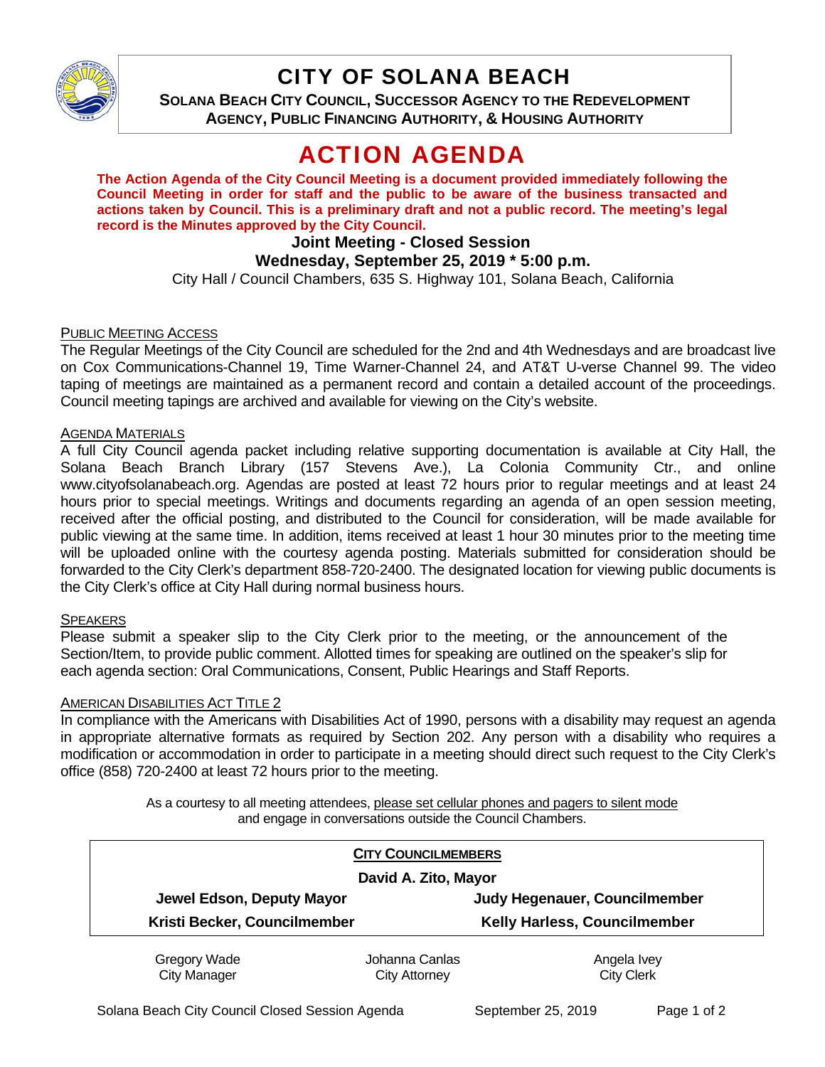# CITY OF SOLANA BEACH

**SOLANA BEACH CITY COUNCIL, SUCCESSOR AGENCY TO THE REDEVELOPMENT AGENCY, PUBLIC FINANCING AUTHORITY, & HOUSING AUTHORITY**

# ACTION AGENDA

**The Action Agenda of the City Council Meeting is a document provided immediately following the Council Meeting in order for staff and the public to be aware of the business transacted and actions taken by Council. This is a preliminary draft and not a public record. The meeting's legal record is the Minutes approved by the City Council.**

**Joint Meeting - Closed Session**

**Wednesday, September 25, 2019 * 5:00 p.m.**

City Hall / Council Chambers, 635 S. Highway 101, Solana Beach, California

PUBLIC MEETING ACCESS

The Regular Meetings of the City Council are scheduled for the 2nd and 4th Wednesdays and are broadcast live on Cox Communications-Channel 19, Time Warner-Channel 24, and AT&T U-verse Channel 99. The video taping of meetings are maintained as a permanent record and contain a detailed account of the proceedings. Council meeting tapings are archived and available for viewing on the City's website.

AGENDA MATERIALS

A full City Council agenda packet including relative supporting documentation is available at City Hall, the Solana Beach Branch Library (157 Stevens Ave.), La Colonia Community Ctr., and online www.cityofsolanabeach.org. Agendas are posted at least 72 hours prior to regular meetings and at least 24 hours prior to special meetings. Writings and documents regarding an agenda of an open session meeting, received after the official posting, and distributed to the Council for consideration, will be made available for public viewing at the same time. In addition, items received at least 1 hour 30 minutes prior to the meeting time will be uploaded online with the courtesy agenda posting. Materials submitted for consideration should be forwarded to the City Clerk's department 858-720-2400. The designated location for viewing public documents is the City Clerk's office at City Hall during normal business hours.

SPEAKERS

Please submit a speaker slip to the City Clerk prior to the meeting, or the announcement of the Section/Item, to provide public comment. Allotted times for speaking are outlined on the speaker's slip for each agenda section: Oral Communications, Consent, Public Hearings and Staff Reports.

AMERICAN DISABILITIES ACT TITLE 2

In compliance with the Americans with Disabilities Act of 1990, persons with a disability may request an agenda in appropriate alternative formats as required by Section 202. Any person with a disability who requires a modification or accommodation in order to participate in a meeting should direct such request to the City Clerk's office (858) 720-2400 at least 72 hours prior to the meeting.

As a courtesy to all meeting attendees, please set cellular phones and pagers to silent mode and engage in conversations outside the Council Chambers.

**CITY COUNCILMEMBERS**

**David A. Zito, Mayor**

**Jewel Edson, Deputy Mayor** | **Judy Hegenauer, Councilmember**

**Kristi Becker, Councilmember** | **Kelly Harless, Councilmember**

| Gregory Wade<br>City Manager | Johanna Canlas<br>City Attorney | Angela Ivey<br>City Clerk |
|---|---|---|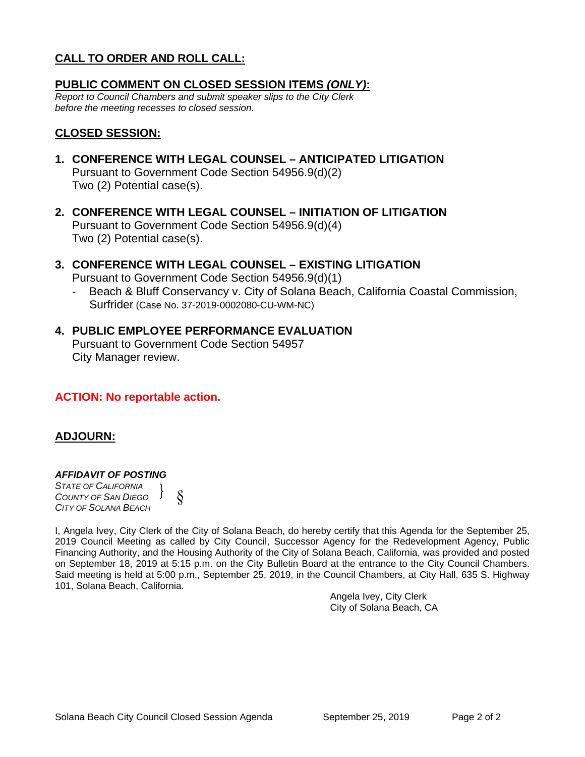## CALL TO ORDER AND ROLL CALL:

## PUBLIC COMMENT ON CLOSED SESSION ITEMS *(ONLY)*:

*Report to Council Chambers and submit speaker slips to the City Clerk before the meeting recesses to closed session.*

## CLOSED SESSION:

**1. CONFERENCE WITH LEGAL COUNSEL – ANTICIPATED LITIGATION**
Pursuant to Government Code Section 54956.9(d)(2)
Two (2) Potential case(s).

**2. CONFERENCE WITH LEGAL COUNSEL – INITIATION OF LITIGATION**
Pursuant to Government Code Section 54956.9(d)(4)
Two (2) Potential case(s).

**3. CONFERENCE WITH LEGAL COUNSEL – EXISTING LITIGATION**
Pursuant to Government Code Section 54956.9(d)(1)

- Beach & Bluff Conservancy v. City of Solana Beach, California Coastal Commission, Surfrider (Case No. 37-2019-0002080-CU-WM-NC)

**4. PUBLIC EMPLOYEE PERFORMANCE EVALUATION**
Pursuant to Government Code Section 54957
City Manager review.

**ACTION: No reportable action.**

## ADJOURN:

***AFFIDAVIT OF POSTING***

*STATE OF CALIFORNIA*
*COUNTY OF SAN DIEGO* } §
*CITY OF SOLANA BEACH*

I, Angela Ivey, City Clerk of the City of Solana Beach, do hereby certify that this Agenda for the September 25, 2019 Council Meeting as called by City Council, Successor Agency for the Redevelopment Agency, Public Financing Authority, and the Housing Authority of the City of Solana Beach, California, was provided and posted on September 18, 2019 at 5:15 p.m. on the City Bulletin Board at the entrance to the City Council Chambers. Said meeting is held at 5:00 p.m., September 25, 2019, in the Council Chambers, at City Hall, 635 S. Highway 101, Solana Beach, California.

Angela Ivey, City Clerk
City of Solana Beach, CA